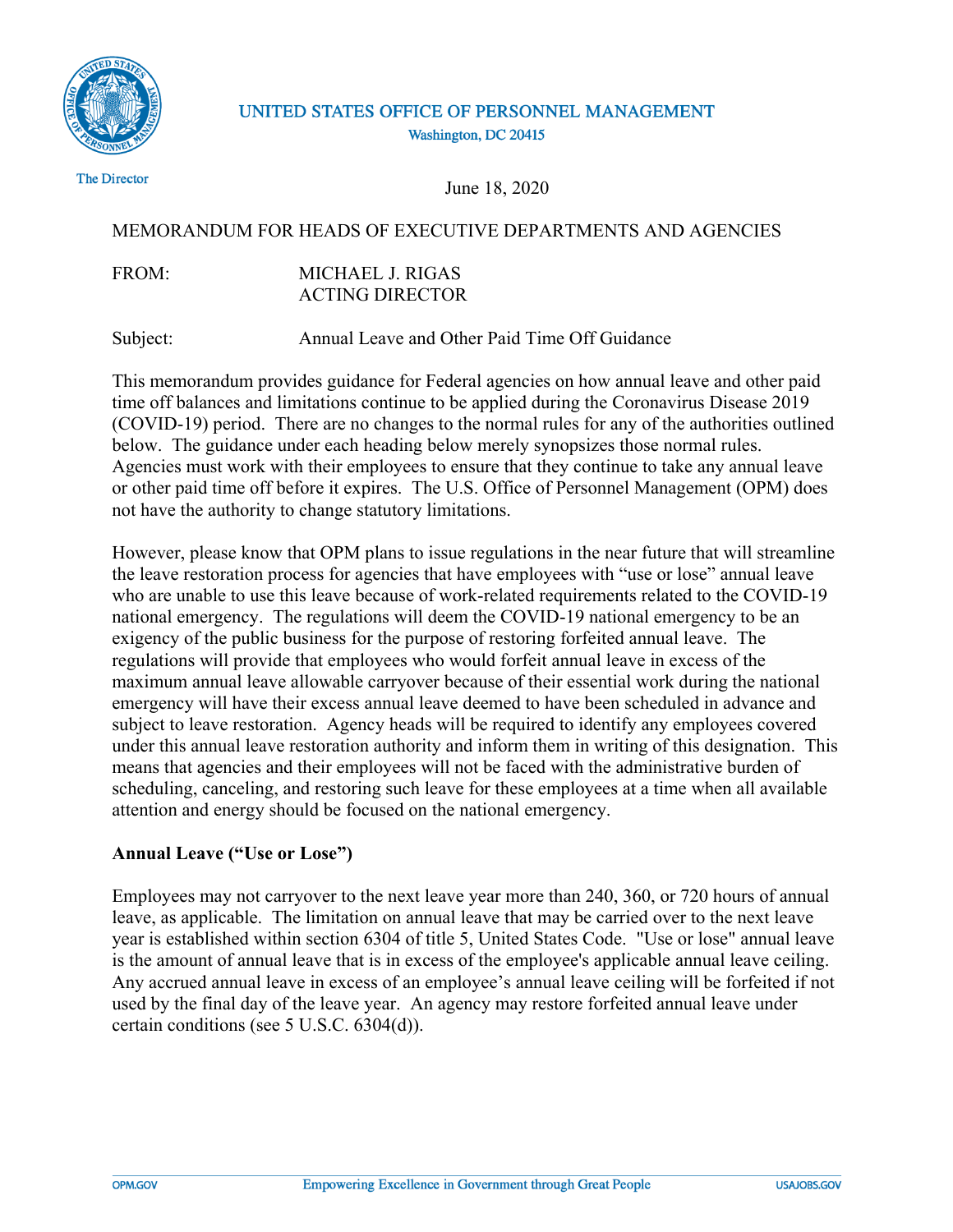UNITED STATES OFFICE OF PERSONNEL MANAGEMENT
Washington, DC 20415

The Director

June 18, 2020

MEMORANDUM FOR HEADS OF EXECUTIVE DEPARTMENTS AND AGENCIES

FROM: MICHAEL J. RIGAS
ACTING DIRECTOR

Subject: Annual Leave and Other Paid Time Off Guidance

This memorandum provides guidance for Federal agencies on how annual leave and other paid time off balances and limitations continue to be applied during the Coronavirus Disease 2019 (COVID-19) period. There are no changes to the normal rules for any of the authorities outlined below. The guidance under each heading below merely synopsizes those normal rules. Agencies must work with their employees to ensure that they continue to take any annual leave or other paid time off before it expires. The U.S. Office of Personnel Management (OPM) does not have the authority to change statutory limitations.

However, please know that OPM plans to issue regulations in the near future that will streamline the leave restoration process for agencies that have employees with "use or lose" annual leave who are unable to use this leave because of work-related requirements related to the COVID-19 national emergency. The regulations will deem the COVID-19 national emergency to be an exigency of the public business for the purpose of restoring forfeited annual leave. The regulations will provide that employees who would forfeit annual leave in excess of the maximum annual leave allowable carryover because of their essential work during the national emergency will have their excess annual leave deemed to have been scheduled in advance and subject to leave restoration. Agency heads will be required to identify any employees covered under this annual leave restoration authority and inform them in writing of this designation. This means that agencies and their employees will not be faced with the administrative burden of scheduling, canceling, and restoring such leave for these employees at a time when all available attention and energy should be focused on the national emergency.

**Annual Leave ("Use or Lose")**

Employees may not carryover to the next leave year more than 240, 360, or 720 hours of annual leave, as applicable. The limitation on annual leave that may be carried over to the next leave year is established within section 6304 of title 5, United States Code. "Use or lose" annual leave is the amount of annual leave that is in excess of the employee's applicable annual leave ceiling. Any accrued annual leave in excess of an employee's annual leave ceiling will be forfeited if not used by the final day of the leave year. An agency may restore forfeited annual leave under certain conditions (see 5 U.S.C. 6304(d)).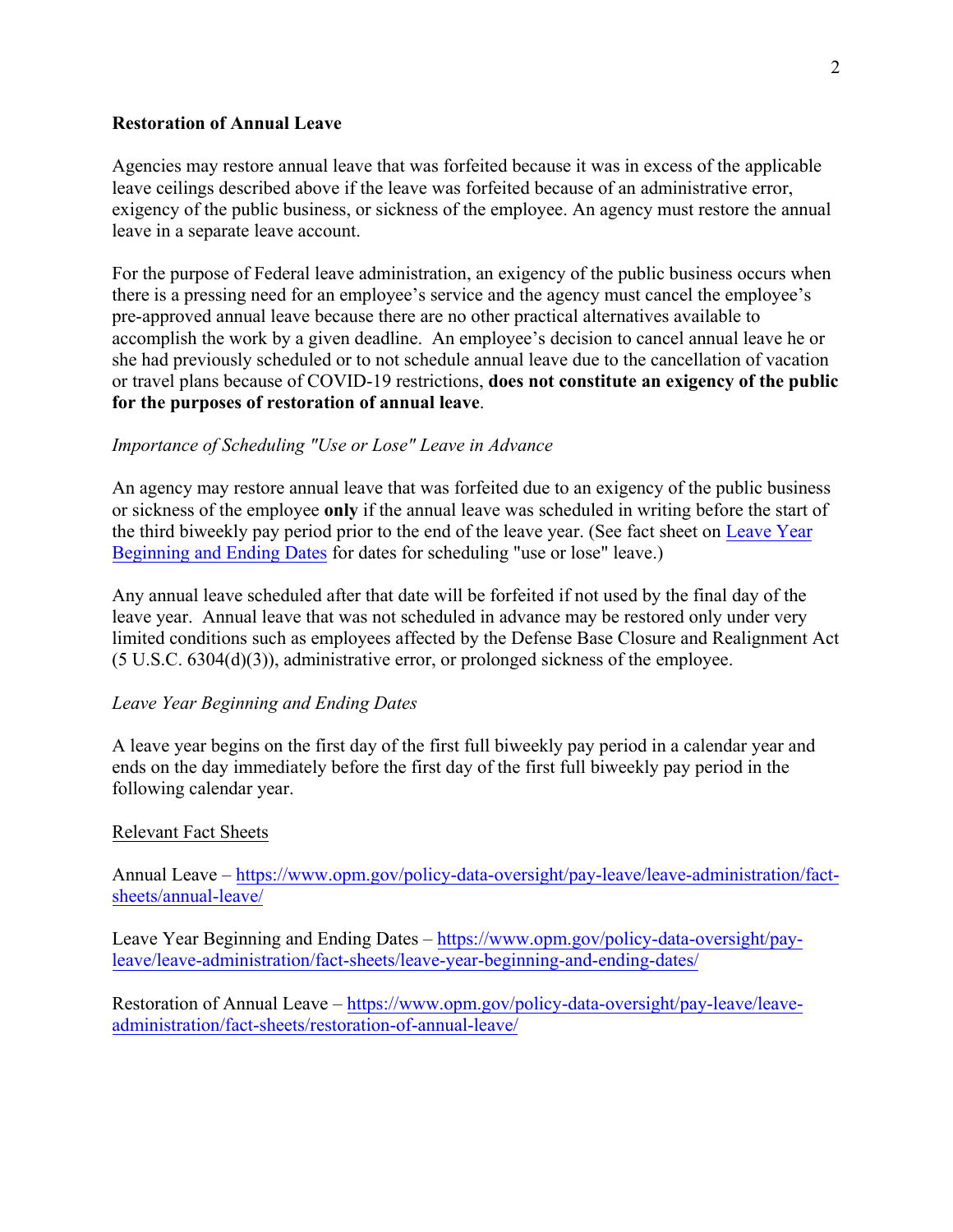**Restoration of Annual Leave**

Agencies may restore annual leave that was forfeited because it was in excess of the applicable leave ceilings described above if the leave was forfeited because of an administrative error, exigency of the public business, or sickness of the employee. An agency must restore the annual leave in a separate leave account.

For the purpose of Federal leave administration, an exigency of the public business occurs when there is a pressing need for an employee's service and the agency must cancel the employee's pre-approved annual leave because there are no other practical alternatives available to accomplish the work by a given deadline. An employee's decision to cancel annual leave he or she had previously scheduled or to not schedule annual leave due to the cancellation of vacation or travel plans because of COVID-19 restrictions, **does not constitute an exigency of the public for the purposes of restoration of annual leave**.

*Importance of Scheduling "Use or Lose" Leave in Advance*

An agency may restore annual leave that was forfeited due to an exigency of the public business or sickness of the employee **only** if the annual leave was scheduled in writing before the start of the third biweekly pay period prior to the end of the leave year. (See fact sheet on [Leave Year Beginning and Ending Dates](https://www.opm.gov/policy-data-oversight/pay-leave/leave-administration/fact-sheets/leave-year-beginning-and-ending-dates/) for dates for scheduling "use or lose" leave.)

Any annual leave scheduled after that date will be forfeited if not used by the final day of the leave year. Annual leave that was not scheduled in advance may be restored only under very limited conditions such as employees affected by the Defense Base Closure and Realignment Act (5 U.S.C. 6304(d)(3)), administrative error, or prolonged sickness of the employee.

*Leave Year Beginning and Ending Dates*

A leave year begins on the first day of the first full biweekly pay period in a calendar year and ends on the day immediately before the first day of the first full biweekly pay period in the following calendar year.

<u>Relevant Fact Sheets</u>

Annual Leave – [https://www.opm.gov/policy-data-oversight/pay-leave/leave-administration/fact-sheets/annual-leave/](https://www.opm.gov/policy-data-oversight/pay-leave/leave-administration/fact-sheets/annual-leave/)

Leave Year Beginning and Ending Dates – [https://www.opm.gov/policy-data-oversight/pay-leave/leave-administration/fact-sheets/leave-year-beginning-and-ending-dates/](https://www.opm.gov/policy-data-oversight/pay-leave/leave-administration/fact-sheets/leave-year-beginning-and-ending-dates/)

Restoration of Annual Leave – [https://www.opm.gov/policy-data-oversight/pay-leave/leave-administration/fact-sheets/restoration-of-annual-leave/](https://www.opm.gov/policy-data-oversight/pay-leave/leave-administration/fact-sheets/restoration-of-annual-leave/)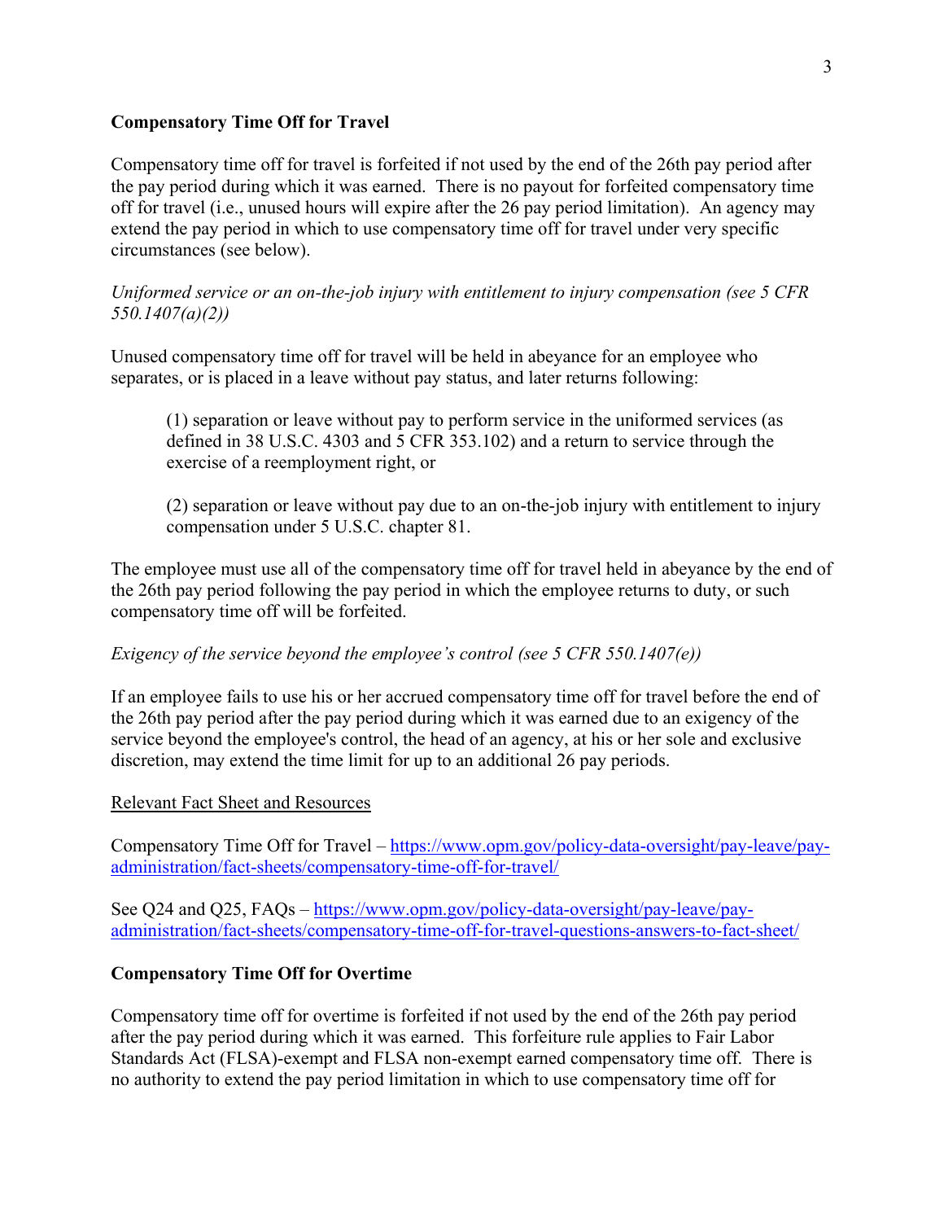**Compensatory Time Off for Travel**

Compensatory time off for travel is forfeited if not used by the end of the 26th pay period after the pay period during which it was earned. There is no payout for forfeited compensatory time off for travel (i.e., unused hours will expire after the 26 pay period limitation). An agency may extend the pay period in which to use compensatory time off for travel under very specific circumstances (see below).

*Uniformed service or an on-the-job injury with entitlement to injury compensation (see 5 CFR 550.1407(a)(2))*

Unused compensatory time off for travel will be held in abeyance for an employee who separates, or is placed in a leave without pay status, and later returns following:

> (1) separation or leave without pay to perform service in the uniformed services (as defined in 38 U.S.C. 4303 and 5 CFR 353.102) and a return to service through the exercise of a reemployment right, or
>
> (2) separation or leave without pay due to an on-the-job injury with entitlement to injury compensation under 5 U.S.C. chapter 81.

The employee must use all of the compensatory time off for travel held in abeyance by the end of the 26th pay period following the pay period in which the employee returns to duty, or such compensatory time off will be forfeited.

*Exigency of the service beyond the employee's control (see 5 CFR 550.1407(e))*

If an employee fails to use his or her accrued compensatory time off for travel before the end of the 26th pay period after the pay period during which it was earned due to an exigency of the service beyond the employee's control, the head of an agency, at his or her sole and exclusive discretion, may extend the time limit for up to an additional 26 pay periods.

Relevant Fact Sheet and Resources

Compensatory Time Off for Travel – [https://www.opm.gov/policy-data-oversight/pay-leave/pay-administration/fact-sheets/compensatory-time-off-for-travel/](https://www.opm.gov/policy-data-oversight/pay-leave/pay-administration/fact-sheets/compensatory-time-off-for-travel/)

See Q24 and Q25, FAQs – [https://www.opm.gov/policy-data-oversight/pay-leave/pay-administration/fact-sheets/compensatory-time-off-for-travel-questions-answers-to-fact-sheet/](https://www.opm.gov/policy-data-oversight/pay-leave/pay-administration/fact-sheets/compensatory-time-off-for-travel-questions-answers-to-fact-sheet/)

**Compensatory Time Off for Overtime**

Compensatory time off for overtime is forfeited if not used by the end of the 26th pay period after the pay period during which it was earned. This forfeiture rule applies to Fair Labor Standards Act (FLSA)-exempt and FLSA non-exempt earned compensatory time off. There is no authority to extend the pay period limitation in which to use compensatory time off for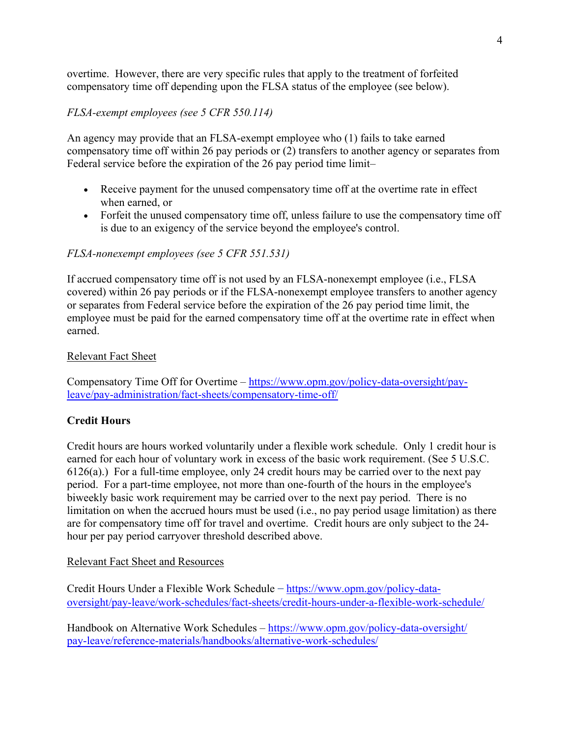overtime. However, there are very specific rules that apply to the treatment of forfeited compensatory time off depending upon the FLSA status of the employee (see below).

*FLSA-exempt employees (see 5 CFR 550.114)*

An agency may provide that an FLSA-exempt employee who (1) fails to take earned compensatory time off within 26 pay periods or (2) transfers to another agency or separates from Federal service before the expiration of the 26 pay period time limit–

- Receive payment for the unused compensatory time off at the overtime rate in effect when earned, or
- Forfeit the unused compensatory time off, unless failure to use the compensatory time off is due to an exigency of the service beyond the employee's control.

*FLSA-nonexempt employees (see 5 CFR 551.531)*

If accrued compensatory time off is not used by an FLSA-nonexempt employee (i.e., FLSA covered) within 26 pay periods or if the FLSA-nonexempt employee transfers to another agency or separates from Federal service before the expiration of the 26 pay period time limit, the employee must be paid for the earned compensatory time off at the overtime rate in effect when earned.

Relevant Fact Sheet

Compensatory Time Off for Overtime – [https://www.opm.gov/policy-data-oversight/pay-leave/pay-administration/fact-sheets/compensatory-time-off/](https://www.opm.gov/policy-data-oversight/pay-leave/pay-administration/fact-sheets/compensatory-time-off/)

**Credit Hours**

Credit hours are hours worked voluntarily under a flexible work schedule. Only 1 credit hour is earned for each hour of voluntary work in excess of the basic work requirement. (See 5 U.S.C. 6126(a).) For a full-time employee, only 24 credit hours may be carried over to the next pay period. For a part-time employee, not more than one-fourth of the hours in the employee's biweekly basic work requirement may be carried over to the next pay period. There is no limitation on when the accrued hours must be used (i.e., no pay period usage limitation) as there are for compensatory time off for travel and overtime. Credit hours are only subject to the 24-hour per pay period carryover threshold described above.

Relevant Fact Sheet and Resources

Credit Hours Under a Flexible Work Schedule – [https://www.opm.gov/policy-data-oversight/pay-leave/work-schedules/fact-sheets/credit-hours-under-a-flexible-work-schedule/](https://www.opm.gov/policy-data-oversight/pay-leave/work-schedules/fact-sheets/credit-hours-under-a-flexible-work-schedule/)

Handbook on Alternative Work Schedules – [https://www.opm.gov/policy-data-oversight/pay-leave/reference-materials/handbooks/alternative-work-schedules/](https://www.opm.gov/policy-data-oversight/pay-leave/reference-materials/handbooks/alternative-work-schedules/)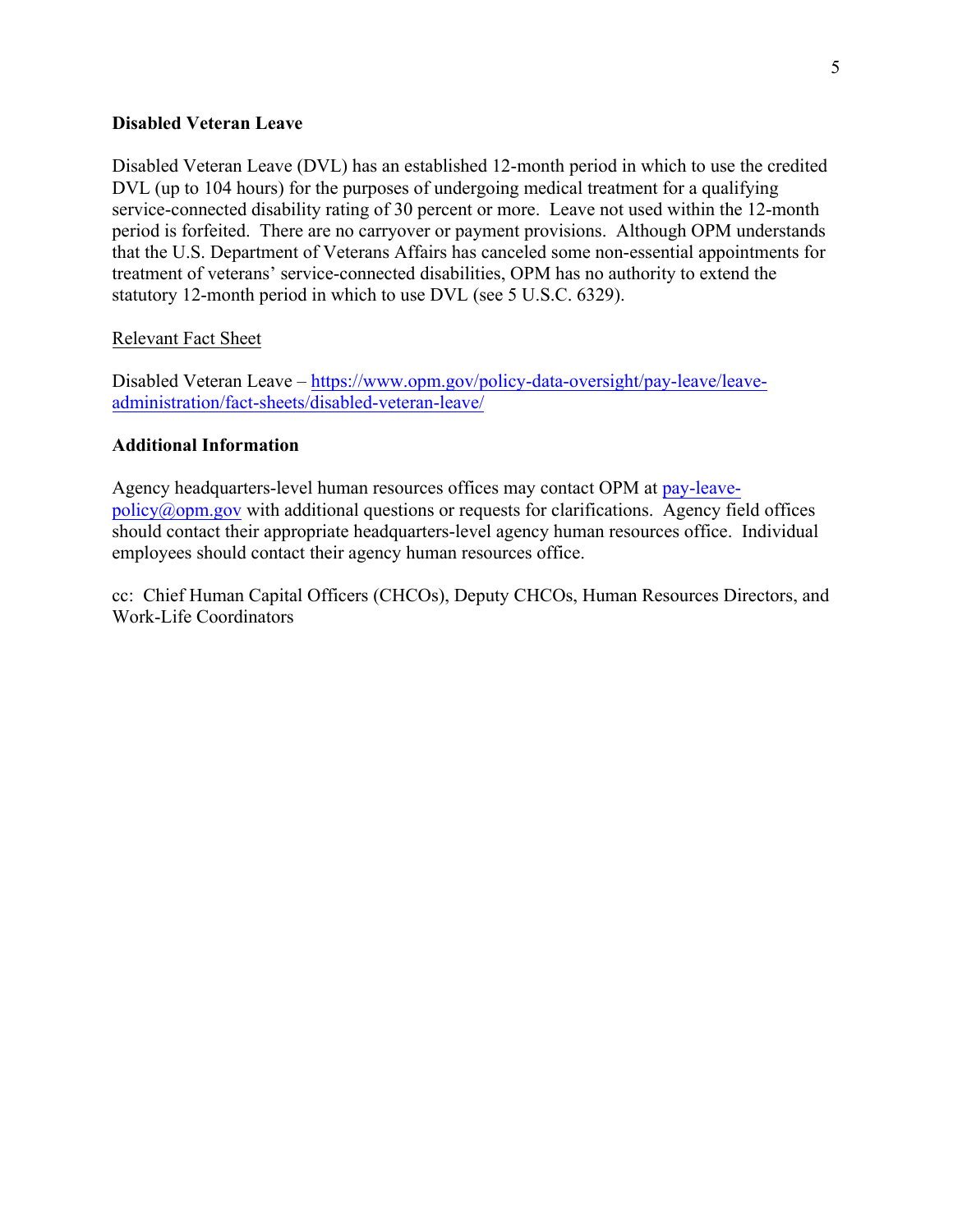## Disabled Veteran Leave

Disabled Veteran Leave (DVL) has an established 12-month period in which to use the credited DVL (up to 104 hours) for the purposes of undergoing medical treatment for a qualifying service-connected disability rating of 30 percent or more. Leave not used within the 12-month period is forfeited. There are no carryover or payment provisions. Although OPM understands that the U.S. Department of Veterans Affairs has canceled some non-essential appointments for treatment of veterans' service-connected disabilities, OPM has no authority to extend the statutory 12-month period in which to use DVL (see 5 U.S.C. 6329).

Relevant Fact Sheet

Disabled Veteran Leave – https://www.opm.gov/policy-data-oversight/pay-leave/leave-administration/fact-sheets/disabled-veteran-leave/

## Additional Information

Agency headquarters-level human resources offices may contact OPM at pay-leave-policy@opm.gov with additional questions or requests for clarifications. Agency field offices should contact their appropriate headquarters-level agency human resources office. Individual employees should contact their agency human resources office.

cc: Chief Human Capital Officers (CHCOs), Deputy CHCOs, Human Resources Directors, and Work-Life Coordinators